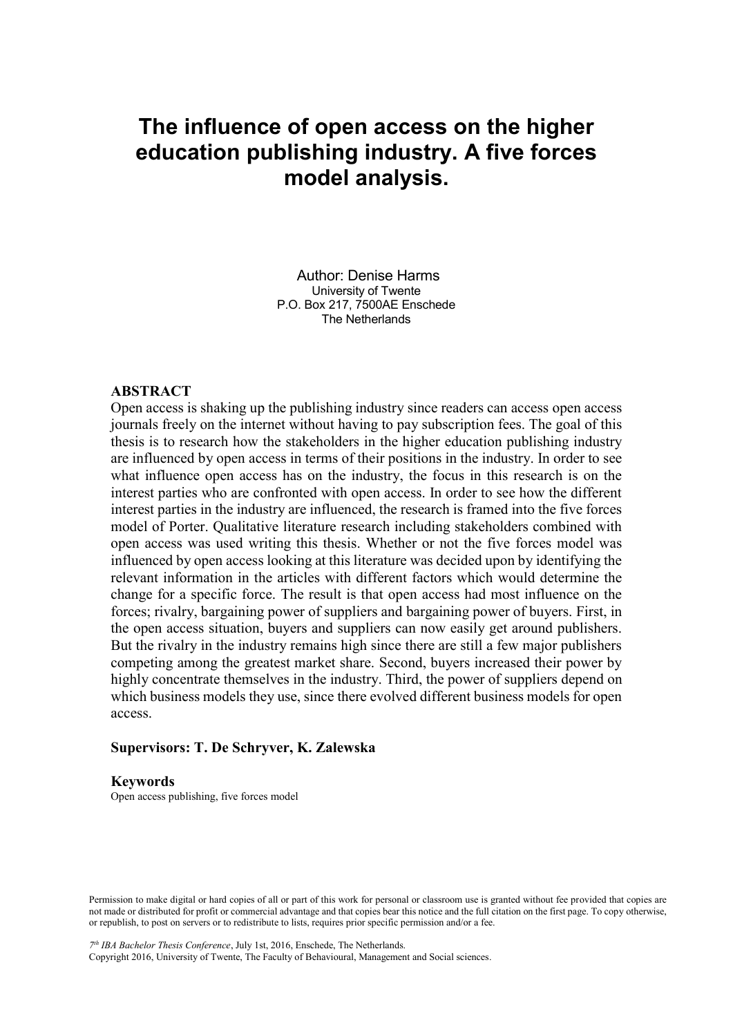# The influence of open access on the higher education publishing industry. A five forces model analysis.

Author: Denise Harms
University of Twente
P.O. Box 217, 7500AE Enschede
The Netherlands

## ABSTRACT

Open access is shaking up the publishing industry since readers can access open access journals freely on the internet without having to pay subscription fees. The goal of this thesis is to research how the stakeholders in the higher education publishing industry are influenced by open access in terms of their positions in the industry. In order to see what influence open access has on the industry, the focus in this research is on the interest parties who are confronted with open access. In order to see how the different interest parties in the industry are influenced, the research is framed into the five forces model of Porter. Qualitative literature research including stakeholders combined with open access was used writing this thesis. Whether or not the five forces model was influenced by open access looking at this literature was decided upon by identifying the relevant information in the articles with different factors which would determine the change for a specific force. The result is that open access had most influence on the forces; rivalry, bargaining power of suppliers and bargaining power of buyers. First, in the open access situation, buyers and suppliers can now easily get around publishers. But the rivalry in the industry remains high since there are still a few major publishers competing among the greatest market share. Second, buyers increased their power by highly concentrate themselves in the industry. Third, the power of suppliers depend on which business models they use, since there evolved different business models for open access.

**Supervisors: T. De Schryver, K. Zalewska**

**Keywords**

Open access publishing, five forces model

Permission to make digital or hard copies of all or part of this work for personal or classroom use is granted without fee provided that copies are not made or distributed for profit or commercial advantage and that copies bear this notice and the full citation on the first page. To copy otherwise, or republish, to post on servers or to redistribute to lists, requires prior specific permission and/or a fee.

*7th IBA Bachelor Thesis Conference*, July 1st, 2016, Enschede, The Netherlands.
Copyright 2016, University of Twente, The Faculty of Behavioural, Management and Social sciences.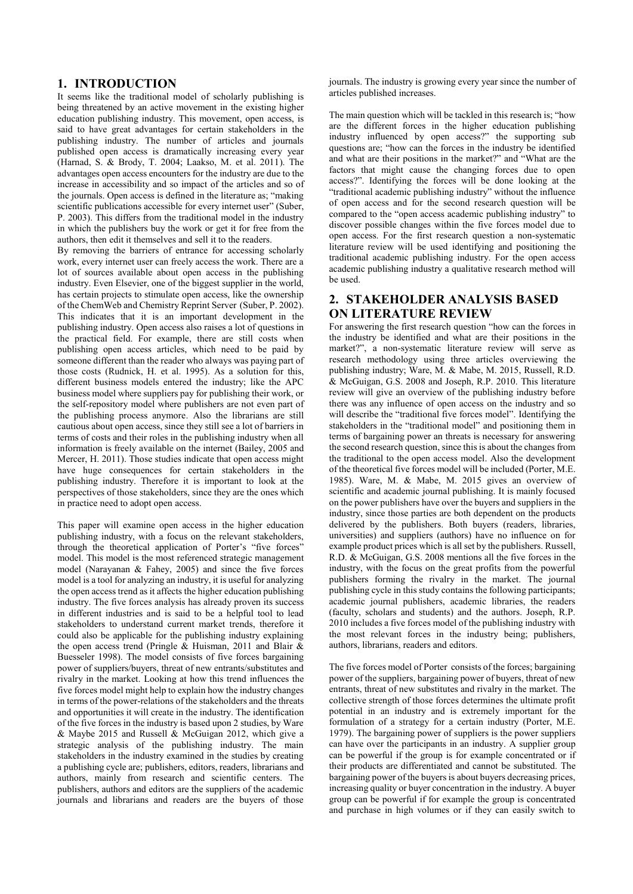## 1. INTRODUCTION

It seems like the traditional model of scholarly publishing is being threatened by an active movement in the existing higher education publishing industry. This movement, open access, is said to have great advantages for certain stakeholders in the publishing industry. The number of articles and journals published open access is dramatically increasing every year (Harnad, S. & Brody, T. 2004; Laakso, M. et al. 2011). The advantages open access encounters for the industry are due to the increase in accessibility and so impact of the articles and so of the journals. Open access is defined in the literature as; "making scientific publications accessible for every internet user" (Suber, P. 2003). This differs from the traditional model in the industry in which the publishers buy the work or get it for free from the authors, then edit it themselves and sell it to the readers.

By removing the barriers of entrance for accessing scholarly work, every internet user can freely access the work. There are a lot of sources available about open access in the publishing industry. Even Elsevier, one of the biggest supplier in the world, has certain projects to stimulate open access, like the ownership of the ChemWeb and Chemistry Reprint Server (Suber, P. 2002). This indicates that it is an important development in the publishing industry. Open access also raises a lot of questions in the practical field. For example, there are still costs when publishing open access articles, which need to be paid by someone different than the reader who always was paying part of those costs (Rudnick, H. et al. 1995). As a solution for this, different business models entered the industry; like the APC business model where suppliers pay for publishing their work, or the self-repository model where publishers are not even part of the publishing process anymore. Also the librarians are still cautious about open access, since they still see a lot of barriers in terms of costs and their roles in the publishing industry when all information is freely available on the internet (Bailey, 2005 and Mercer, H. 2011). Those studies indicate that open access might have huge consequences for certain stakeholders in the publishing industry. Therefore it is important to look at the perspectives of those stakeholders, since they are the ones which in practice need to adopt open access.

This paper will examine open access in the higher education publishing industry, with a focus on the relevant stakeholders, through the theoretical application of Porter's "five forces" model. This model is the most referenced strategic management model (Narayanan & Fahey, 2005) and since the five forces model is a tool for analyzing an industry, it is useful for analyzing the open access trend as it affects the higher education publishing industry. The five forces analysis has already proven its success in different industries and is said to be a helpful tool to lead stakeholders to understand current market trends, therefore it could also be applicable for the publishing industry explaining the open access trend (Pringle & Huisman, 2011 and Blair & Buesseler 1998). The model consists of five forces bargaining power of suppliers/buyers, threat of new entrants/substitutes and rivalry in the market. Looking at how this trend influences the five forces model might help to explain how the industry changes in terms of the power-relations of the stakeholders and the threats and opportunities it will create in the industry. The identification of the five forces in the industry is based upon 2 studies, by Ware & Maybe 2015 and Russell & McGuigan 2012, which give a strategic analysis of the publishing industry. The main stakeholders in the industry examined in the studies by creating a publishing cycle are; publishers, editors, readers, librarians and authors, mainly from research and scientific centers. The publishers, authors and editors are the suppliers of the academic journals and librarians and readers are the buyers of those journals. The industry is growing every year since the number of articles published increases.

The main question which will be tackled in this research is; "how are the different forces in the higher education publishing industry influenced by open access?" the supporting sub questions are; "how can the forces in the industry be identified and what are their positions in the market?" and "What are the factors that might cause the changing forces due to open access?". Identifying the forces will be done looking at the "traditional academic publishing industry" without the influence of open access and for the second research question will be compared to the "open access academic publishing industry" to discover possible changes within the five forces model due to open access. For the first research question a non-systematic literature review will be used identifying and positioning the traditional academic publishing industry. For the open access academic publishing industry a qualitative research method will be used.

## 2. STAKEHOLDER ANALYSIS BASED ON LITERATURE REVIEW

For answering the first research question "how can the forces in the industry be identified and what are their positions in the market?", a non-systematic literature review will serve as research methodology using three articles overviewing the publishing industry; Ware, M. & Mabe, M. 2015, Russell, R.D. & McGuigan, G.S. 2008 and Joseph, R.P. 2010. This literature review will give an overview of the publishing industry before there was any influence of open access on the industry and so will describe the "traditional five forces model". Identifying the stakeholders in the "traditional model" and positioning them in terms of bargaining power an threats is necessary for answering the second research question, since this is about the changes from the traditional to the open access model. Also the development of the theoretical five forces model will be included (Porter, M.E. 1985). Ware, M. & Mabe, M. 2015 gives an overview of scientific and academic journal publishing. It is mainly focused on the power publishers have over the buyers and suppliers in the industry, since those parties are both dependent on the products delivered by the publishers. Both buyers (readers, libraries, universities) and suppliers (authors) have no influence on for example product prices which is all set by the publishers. Russell, R.D. & McGuigan, G.S. 2008 mentions all the five forces in the industry, with the focus on the great profits from the powerful publishers forming the rivalry in the market. The journal publishing cycle in this study contains the following participants; academic journal publishers, academic libraries, the readers (faculty, scholars and students) and the authors. Joseph, R.P. 2010 includes a five forces model of the publishing industry with the most relevant forces in the industry being; publishers, authors, librarians, readers and editors.

The five forces model of Porter consists of the forces; bargaining power of the suppliers, bargaining power of buyers, threat of new entrants, threat of new substitutes and rivalry in the market. The collective strength of those forces determines the ultimate profit potential in an industry and is extremely important for the formulation of a strategy for a certain industry (Porter, M.E. 1979). The bargaining power of suppliers is the power suppliers can have over the participants in an industry. A supplier group can be powerful if the group is for example concentrated or if their products are differentiated and cannot be substituted. The bargaining power of the buyers is about buyers decreasing prices, increasing quality or buyer concentration in the industry. A buyer group can be powerful if for example the group is concentrated and purchase in high volumes or if they can easily switch to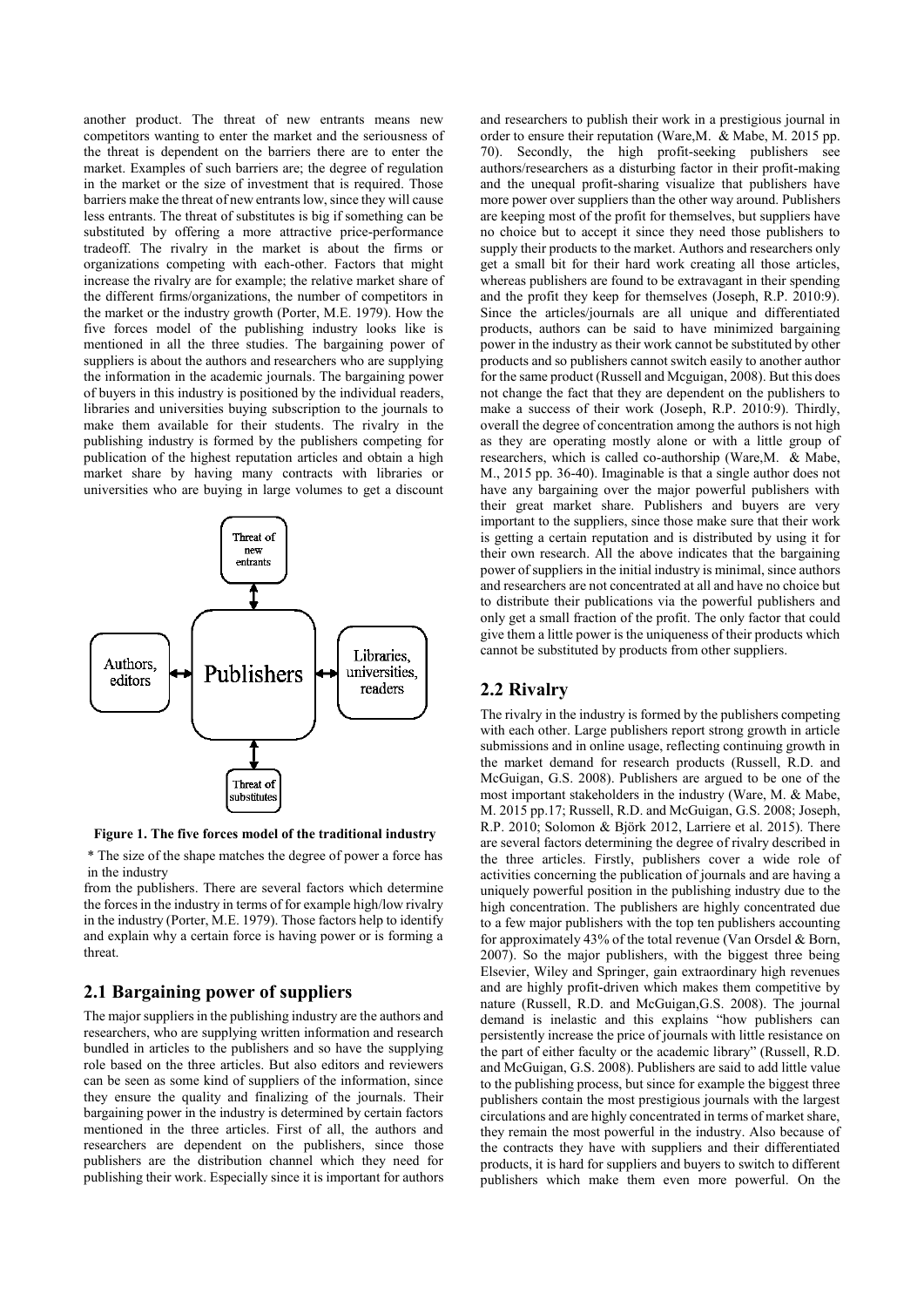another product. The threat of new entrants means new competitors wanting to enter the market and the seriousness of the threat is dependent on the barriers there are to enter the market. Examples of such barriers are; the degree of regulation in the market or the size of investment that is required. Those barriers make the threat of new entrants low, since they will cause less entrants. The threat of substitutes is big if something can be substituted by offering a more attractive price-performance tradeoff. The rivalry in the market is about the firms or organizations competing with each-other. Factors that might increase the rivalry are for example; the relative market share of the different firms/organizations, the number of competitors in the market or the industry growth (Porter, M.E. 1979). How the five forces model of the publishing industry looks like is mentioned in all the three studies. The bargaining power of suppliers is about the authors and researchers who are supplying the information in the academic journals. The bargaining power of buyers in this industry is positioned by the individual readers, libraries and universities buying subscription to the journals to make them available for their students. The rivalry in the publishing industry is formed by the publishers competing for publication of the highest reputation articles and obtain a high market share by having many contracts with libraries or universities who are buying in large volumes to get a discount from the publishers. There are several factors which determine the forces in the industry in terms of for example high/low rivalry in the industry (Porter, M.E. 1979). Those factors help to identify and explain why a certain force is having power or is forming a threat.

Threat of new entrants

Authors, editors

Publishers

Libraries, universities, readers

Threat of substitutes

**Figure 1. The five forces model of the traditional industry**

\* The size of the shape matches the degree of power a force has in the industry

## 2.1 Bargaining power of suppliers

The major suppliers in the publishing industry are the authors and researchers, who are supplying written information and research bundled in articles to the publishers and so have the supplying role based on the three articles. But also editors and reviewers can be seen as some kind of suppliers of the information, since they ensure the quality and finalizing of the journals. Their bargaining power in the industry is determined by certain factors mentioned in the three articles. First of all, the authors and researchers are dependent on the publishers, since those publishers are the distribution channel which they need for publishing their work. Especially since it is important for authors and researchers to publish their work in a prestigious journal in order to ensure their reputation (Ware,M. & Mabe, M. 2015 pp. 70). Secondly, the high profit-seeking publishers see authors/researchers as a disturbing factor in their profit-making and the unequal profit-sharing visualize that publishers have more power over suppliers than the other way around. Publishers are keeping most of the profit for themselves, but suppliers have no choice but to accept it since they need those publishers to supply their products to the market. Authors and researchers only get a small bit for their hard work creating all those articles, whereas publishers are found to be extravagant in their spending and the profit they keep for themselves (Joseph, R.P. 2010:9). Since the articles/journals are all unique and differentiated products, authors can be said to have minimized bargaining power in the industry as their work cannot be substituted by other products and so publishers cannot switch easily to another author for the same product (Russell and Mcguigan, 2008). But this does not change the fact that they are dependent on the publishers to make a success of their work (Joseph, R.P. 2010:9). Thirdly, overall the degree of concentration among the authors is not high as they are operating mostly alone or with a little group of researchers, which is called co-authorship (Ware,M. & Mabe, M., 2015 pp. 36-40). Imaginable is that a single author does not have any bargaining over the major powerful publishers with their great market share. Publishers and buyers are very important to the suppliers, since those make sure that their work is getting a certain reputation and is distributed by using it for their own research. All the above indicates that the bargaining power of suppliers in the initial industry is minimal, since authors and researchers are not concentrated at all and have no choice but to distribute their publications via the powerful publishers and only get a small fraction of the profit. The only factor that could give them a little power is the uniqueness of their products which cannot be substituted by products from other suppliers.

## 2.2 Rivalry

The rivalry in the industry is formed by the publishers competing with each other. Large publishers report strong growth in article submissions and in online usage, reflecting continuing growth in the market demand for research products (Russell, R.D. and McGuigan, G.S. 2008). Publishers are argued to be one of the most important stakeholders in the industry (Ware, M. & Mabe, M. 2015 pp.17; Russell, R.D. and McGuigan, G.S. 2008; Joseph, R.P. 2010; Solomon & Björk 2012, Larriere et al. 2015). There are several factors determining the degree of rivalry described in the three articles. Firstly, publishers cover a wide role of activities concerning the publication of journals and are having a uniquely powerful position in the publishing industry due to the high concentration. The publishers are highly concentrated due to a few major publishers with the top ten publishers accounting for approximately 43% of the total revenue (Van Orsdel & Born, 2007). So the major publishers, with the biggest three being Elsevier, Wiley and Springer, gain extraordinary high revenues and are highly profit-driven which makes them competitive by nature (Russell, R.D. and McGuigan,G.S. 2008). The journal demand is inelastic and this explains "how publishers can persistently increase the price of journals with little resistance on the part of either faculty or the academic library" (Russell, R.D. and McGuigan, G.S. 2008). Publishers are said to add little value to the publishing process, but since for example the biggest three publishers contain the most prestigious journals with the largest circulations and are highly concentrated in terms of market share, they remain the most powerful in the industry. Also because of the contracts they have with suppliers and their differentiated products, it is hard for suppliers and buyers to switch to different publishers which make them even more powerful. On the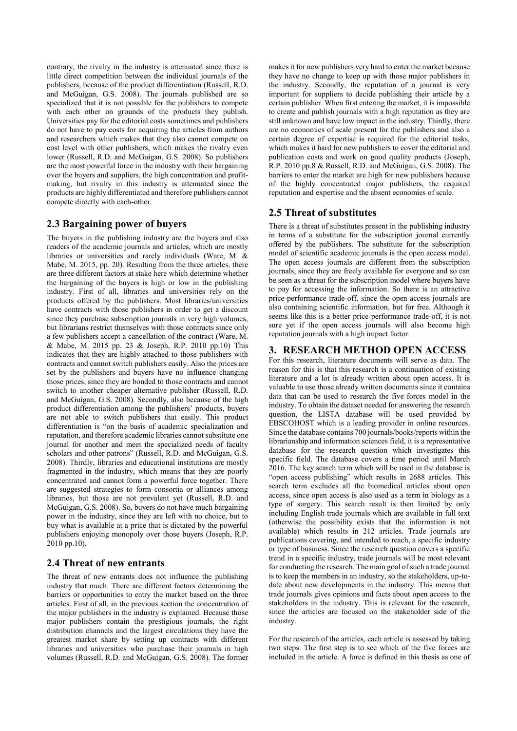contrary, the rivalry in the industry is attenuated since there is little direct competition between the individual journals of the publishers, because of the product differentiation (Russell, R.D. and McGuigan, G.S. 2008). The journals published are so specialized that it is not possible for the publishers to compete with each other on grounds of the products they publish. Universities pay for the editorial costs sometimes and publishers do not have to pay costs for acquiring the articles from authors and researchers which makes that they also cannot compete on cost level with other publishers, which makes the rivalry even lower (Russell, R.D. and McGuigan, G.S. 2008). So publishers are the most powerful force in the industry with their bargaining over the buyers and suppliers, the high concentration and profit-making, but rivalry in this industry is attenuated since the products are highly differentiated and therefore publishers cannot compete directly with each-other.

## 2.3 Bargaining power of buyers

The buyers in the publishing industry are the buyers and also readers of the academic journals and articles, which are mostly libraries or universities and rarely individuals (Ware, M. & Mabe, M. 2015, pp. 20). Resulting from the three articles, there are three different factors at stake here which determine whether the bargaining of the buyers is high or low in the publishing industry. First of all, libraries and universities rely on the products offered by the publishers. Most libraries/universities have contracts with those publishers in order to get a discount since they purchase subscription journals in very high volumes, but librarians restrict themselves with those contracts since only a few publishers accept a cancellation of the contract (Ware, M. & Mabe, M. 2015 pp. 23 & Joseph, R.P. 2010 pp.10) This indicates that they are highly attached to those publishers with contracts and cannot switch publishers easily. Also the prices are set by the publishers and buyers have no influence changing those prices, since they are bonded to those contracts and cannot switch to another cheaper alternative publisher (Russell, R.D. and McGuigan, G.S. 2008). Secondly, also because of the high product differentiation among the publishers' products, buyers are not able to switch publishers that easily. This product differentiation is "on the basis of academic specialization and reputation, and therefore academic libraries cannot substitute one journal for another and meet the specialized needs of faculty scholars and other patrons" (Russell, R.D. and McGuigan, G.S. 2008). Thirdly, libraries and educational institutions are mostly fragmented in the industry, which means that they are poorly concentrated and cannot form a powerful force together. There are suggested strategies to form consortia or alliances among libraries, but those are not prevalent yet (Russell, R.D. and McGuigan, G.S. 2008). So, buyers do not have much bargaining power in the industry, since they are left with no choice, but to buy what is available at a price that is dictated by the powerful publishers enjoying monopoly over those buyers (Joseph, R.P. 2010 pp.10).

## 2.4 Threat of new entrants

The threat of new entrants does not influence the publishing industry that much. There are different factors determining the barriers or opportunities to entry the market based on the three articles. First of all, in the previous section the concentration of the major publishers in the industry is explained. Because those major publishers contain the prestigious journals, the right distribution channels and the largest circulations they have the greatest market share by setting up contracts with different libraries and universities who purchase their journals in high volumes (Russell, R.D. and McGuigan, G.S. 2008). The former makes it for new publishers very hard to enter the market because they have no change to keep up with those major publishers in the industry. Secondly, the reputation of a journal is very important for suppliers to decide publishing their article by a certain publisher. When first entering the market, it is impossible to create and publish journals with a high reputation as they are still unknown and have low impact in the industry. Thirdly, there are no economies of scale present for the publishers and also a certain degree of expertise is required for the editorial tasks, which makes it hard for new publishers to cover the editorial and publication costs and work on good quality products (Joseph, R.P. 2010 pp.8 & Russell, R.D. and McGuigan, G.S. 2008). The barriers to enter the market are high for new publishers because of the highly concentrated major publishers, the required reputation and expertise and the absent economies of scale.

## 2.5 Threat of substitutes

There is a threat of substitutes present in the publishing industry in terms of a substitute for the subscription journal currently offered by the publishers. The substitute for the subscription model of scientific academic journals is the open access model. The open access journals are different from the subscription journals, since they are freely available for everyone and so can be seen as a threat for the subscription model where buyers have to pay for accessing the information. So there is an attractive price-performance trade-off, since the open access journals are also containing scientific information, but for free. Although it seems like this is a better price-performance trade-off, it is not sure yet if the open access journals will also become high reputation journals with a high impact factor.

# 3. RESEARCH METHOD OPEN ACCESS

For this research, literature documents will serve as data. The reason for this is that this research is a continuation of existing literature and a lot is already written about open access. It is valuable to use those already written documents since it contains data that can be used to research the five forces model in the industry. To obtain the dataset needed for answering the research question, the LISTA database will be used provided by EBSCOHOST which is a leading provider in online resources. Since the database contains 700 journals/books/reports within the librarianship and information sciences field, it is a representative database for the research question which investigates this specific field. The database covers a time period until March 2016. The key search term which will be used in the database is "open access publishing" which results in 2688 articles. This search term excludes all the biomedical articles about open access, since open access is also used as a term in biology as a type of surgery. This search result is then limited by only including English trade journals which are available in full text (otherwise the possibility exists that the information is not available) which results in 212 articles. Trade journals are publications covering, and intended to reach, a specific industry or type of business. Since the research question covers a specific trend in a specific industry, trade journals will be most relevant for conducting the research. The main goal of such a trade journal is to keep the members in an industry, so the stakeholders, up-to-date about new developments in the industry. This means that trade journals gives opinions and facts about open access to the stakeholders in the industry. This is relevant for the research, since the articles are focused on the stakeholder side of the industry.

For the research of the articles, each article is assessed by taking two steps. The first step is to see which of the five forces are included in the article. A force is defined in this thesis as one of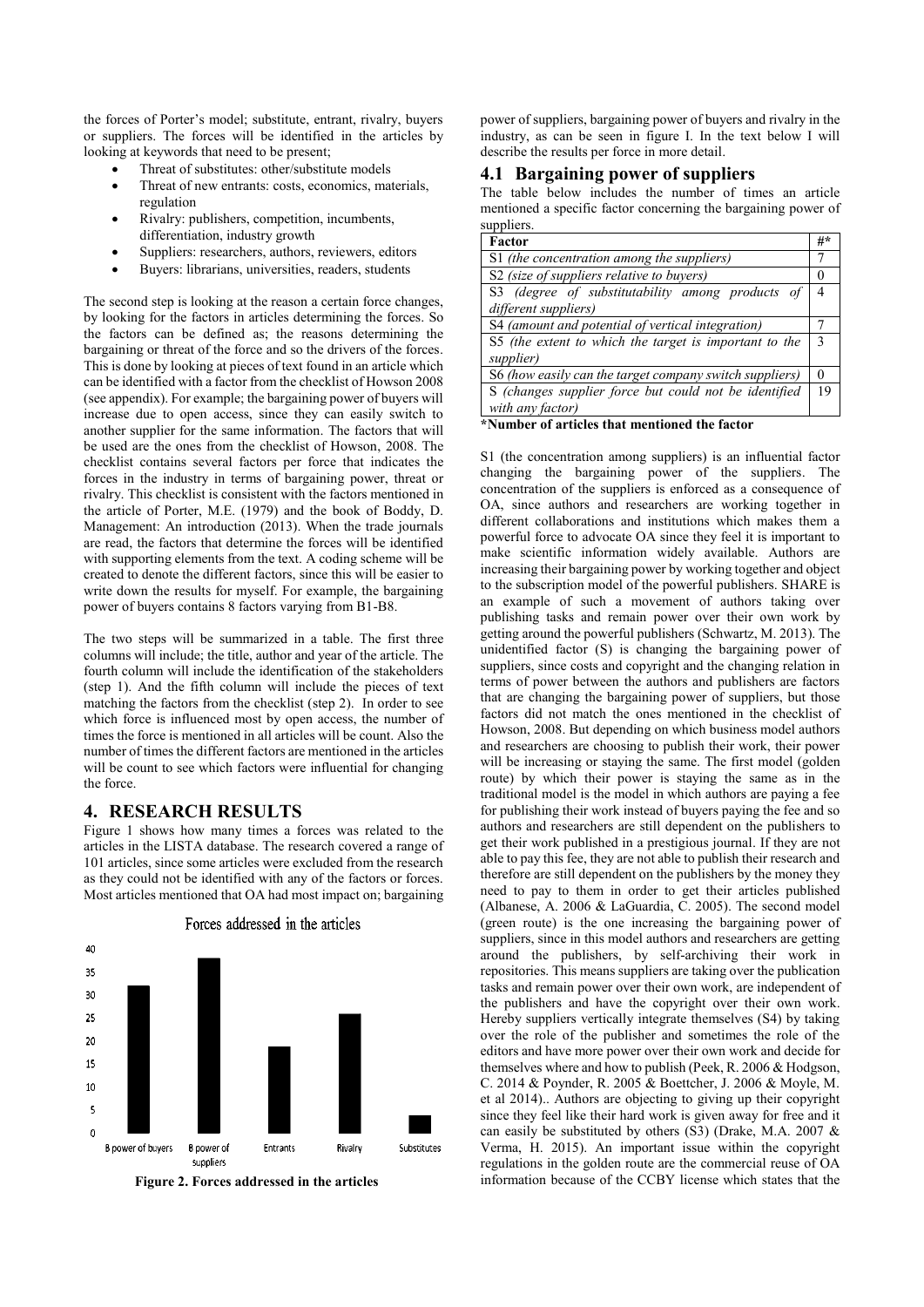the forces of Porter's model; substitute, entrant, rivalry, buyers or suppliers. The forces will be identified in the articles by looking at keywords that need to be present;

- Threat of substitutes: other/substitute models
- Threat of new entrants: costs, economics, materials, regulation
- Rivalry: publishers, competition, incumbents, differentiation, industry growth
- Suppliers: researchers, authors, reviewers, editors
- Buyers: librarians, universities, readers, students

The second step is looking at the reason a certain force changes, by looking for the factors in articles determining the forces. So the factors can be defined as; the reasons determining the bargaining or threat of the force and so the drivers of the forces. This is done by looking at pieces of text found in an article which can be identified with a factor from the checklist of Howson 2008 (see appendix). For example; the bargaining power of buyers will increase due to open access, since they can easily switch to another supplier for the same information. The factors that will be used are the ones from the checklist of Howson, 2008. The checklist contains several factors per force that indicates the forces in the industry in terms of bargaining power, threat or rivalry. This checklist is consistent with the factors mentioned in the article of Porter, M.E. (1979) and the book of Boddy, D. Management: An introduction (2013). When the trade journals are read, the factors that determine the forces will be identified with supporting elements from the text. A coding scheme will be created to denote the different factors, since this will be easier to write down the results for myself. For example, the bargaining power of buyers contains 8 factors varying from B1-B8.

The two steps will be summarized in a table. The first three columns will include; the title, author and year of the article. The fourth column will include the identification of the stakeholders (step 1). And the fifth column will include the pieces of text matching the factors from the checklist (step 2). In order to see which force is influenced most by open access, the number of times the force is mentioned in all articles will be count. Also the number of times the different factors are mentioned in the articles will be count to see which factors were influential for changing the force.

## 4. RESEARCH RESULTS

Figure 1 shows how many times a forces was related to the articles in the LISTA database. The research covered a range of 101 articles, since some articles were excluded from the research as they could not be identified with any of the factors or forces. Most articles mentioned that OA had most impact on; bargaining power of suppliers, bargaining power of buyers and rivalry in the industry, as can be seen in figure I. In the text below I will describe the results per force in more detail.

**Figure 2. Forces addressed in the articles**

### 4.1 Bargaining power of suppliers

The table below includes the number of times an article mentioned a specific factor concerning the bargaining power of suppliers.

| Factor | #* |
|---|---|
| S1 *(the concentration among the suppliers)* | 7 |
| S2 *(size of suppliers relative to buyers)* | 0 |
| S3 *(degree of substitutability among products of different suppliers)* | 4 |
| S4 *(amount and potential of vertical integration)* | 7 |
| S5 *(the extent to which the target is important to the supplier)* | 3 |
| S6 *(how easily can the target company switch suppliers)* | 0 |
| S *(changes supplier force but could not be identified with any factor)* | 19 |

**\*Number of articles that mentioned the factor**

S1 (the concentration among suppliers) is an influential factor changing the bargaining power of the suppliers. The concentration of the suppliers is enforced as a consequence of OA, since authors and researchers are working together in different collaborations and institutions which makes them a powerful force to advocate OA since they feel it is important to make scientific information widely available. Authors are increasing their bargaining power by working together and object to the subscription model of the powerful publishers. SHARE is an example of such a movement of authors taking over publishing tasks and remain power over their own work by getting around the powerful publishers (Schwartz, M. 2013). The unidentified factor (S) is changing the bargaining power of suppliers, since costs and copyright and the changing relation in terms of power between the authors and publishers are factors that are changing the bargaining power of suppliers, but those factors did not match the ones mentioned in the checklist of Howson, 2008. But depending on which business model authors and researchers are choosing to publish their work, their power will be increasing or staying the same. The first model (golden route) by which their power is staying the same as in the traditional model is the model in which authors are paying a fee for publishing their work instead of buyers paying the fee and so authors and researchers are still dependent on the publishers to get their work published in a prestigious journal. If they are not able to pay this fee, they are not able to publish their research and therefore are still dependent on the publishers by the money they need to pay to them in order to get their articles published (Albanese, A. 2006 & LaGuardia, C. 2005). The second model (green route) is the one increasing the bargaining power of suppliers, since in this model authors and researchers are getting around the publishers, by self-archiving their work in repositories. This means suppliers are taking over the publication tasks and remain power over their own work, are independent of the publishers and have the copyright over their own work. Hereby suppliers vertically integrate themselves (S4) by taking over the role of the publisher and sometimes the role of the editors and have more power over their own work and decide for themselves where and how to publish (Peek, R. 2006 & Hodgson, C. 2014 & Poynder, R. 2005 & Boettcher, J. 2006 & Moyle, M. et al 2014).. Authors are objecting to giving up their copyright since they feel like their hard work is given away for free and it can easily be substituted by others (S3) (Drake, M.A. 2007 & Verma, H. 2015). An important issue within the copyright regulations in the golden route are the commercial reuse of OA information because of the CCBY license which states that the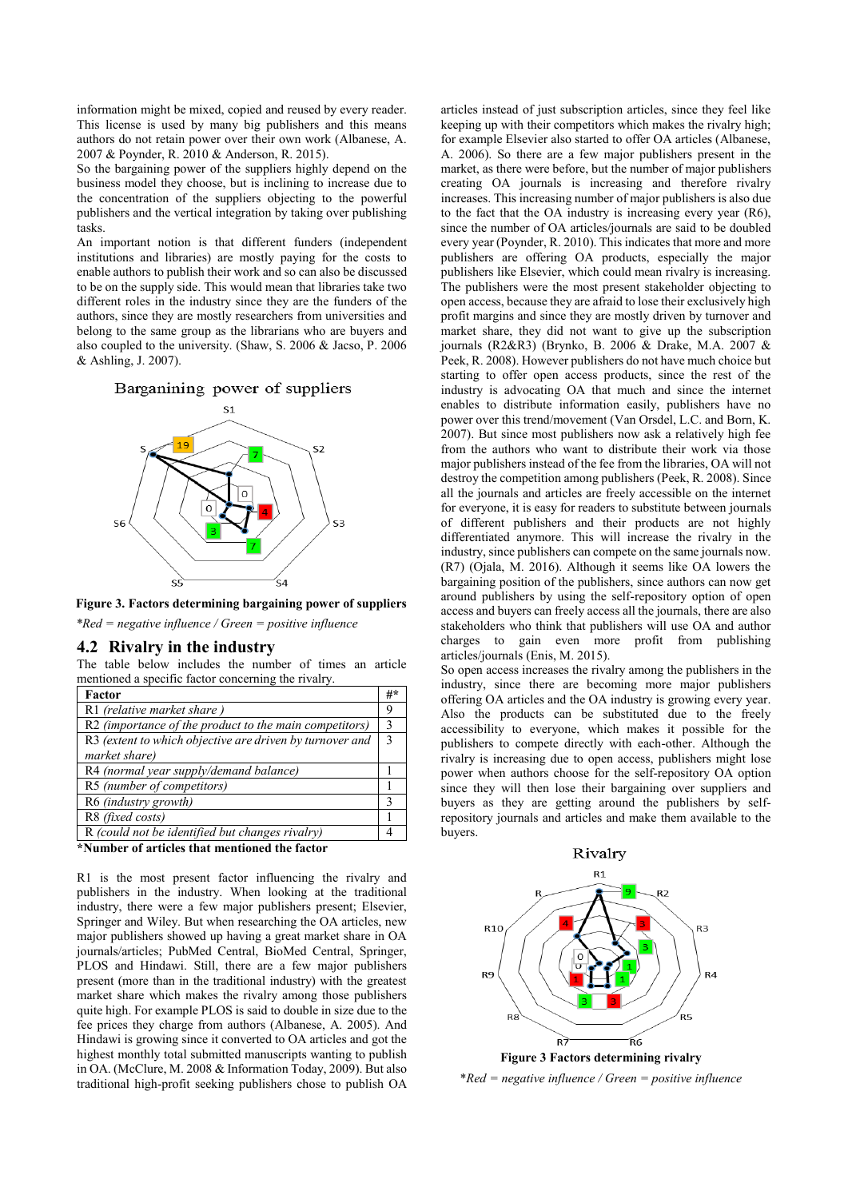information might be mixed, copied and reused by every reader. This license is used by many big publishers and this means authors do not retain power over their own work (Albanese, A. 2007 & Poynder, R. 2010 & Anderson, R. 2015).

So the bargaining power of the suppliers highly depend on the business model they choose, but is inclining to increase due to the concentration of the suppliers objecting to the powerful publishers and the vertical integration by taking over publishing tasks.

An important notion is that different funders (independent institutions and libraries) are mostly paying for the costs to enable authors to publish their work and so can also be discussed to be on the supply side. This would mean that libraries take two different roles in the industry since they are the funders of the authors, since they are mostly researchers from universities and belong to the same group as the librarians who are buyers and also coupled to the university. (Shaw, S. 2006 & Jacso, P. 2006 & Ashling, J. 2007).

**Figure 3. Factors determining bargaining power of suppliers**

*\*Red = negative influence / Green = positive influence*

## 4.2 Rivalry in the industry

The table below includes the number of times an article mentioned a specific factor concerning the rivalry.

| Factor | #* |
|---|---|
| R1 *(relative market share )* | 9 |
| R2 *(importance of the product to the main competitors)* | 3 |
| R3 *(extent to which objective are driven by turnover and market share)* | 3 |
| R4 *(normal year supply/demand balance)* | 1 |
| R5 *(number of competitors)* | 1 |
| R6 *(industry growth)* | 3 |
| R8 *(fixed costs)* | 1 |
| R *(could not be identified but changes rivalry)* | 4 |

**\*Number of articles that mentioned the factor**

R1 is the most present factor influencing the rivalry and publishers in the industry. When looking at the traditional industry, there were a few major publishers present; Elsevier, Springer and Wiley. But when researching the OA articles, new major publishers showed up having a great market share in OA journals/articles; PubMed Central, BioMed Central, Springer, PLOS and Hindawi. Still, there are a few major publishers present (more than in the traditional industry) with the greatest market share which makes the rivalry among those publishers quite high. For example PLOS is said to double in size due to the fee prices they charge from authors (Albanese, A. 2005). And Hindawi is growing since it converted to OA articles and got the highest monthly total submitted manuscripts wanting to publish in OA. (McClure, M. 2008 & Information Today, 2009). But also traditional high-profit seeking publishers chose to publish OA articles instead of just subscription articles, since they feel like keeping up with their competitors which makes the rivalry high; for example Elsevier also started to offer OA articles (Albanese, A. 2006). So there are a few major publishers present in the market, as there were before, but the number of major publishers creating OA journals is increasing and therefore rivalry increases. This increasing number of major publishers is also due to the fact that the OA industry is increasing every year (R6), since the number of OA articles/journals are said to be doubled every year (Poynder, R. 2010). This indicates that more and more publishers are offering OA products, especially the major publishers like Elsevier, which could mean rivalry is increasing. The publishers were the most present stakeholder objecting to open access, because they are afraid to lose their exclusively high profit margins and since they are mostly driven by turnover and market share, they did not want to give up the subscription journals (R2&R3) (Brynko, B. 2006 & Drake, M.A. 2007 & Peek, R. 2008). However publishers do not have much choice but starting to offer open access products, since the rest of the industry is advocating OA that much and since the internet enables to distribute information easily, publishers have no power over this trend/movement (Van Orsdel, L.C. and Born, K. 2007). But since most publishers now ask a relatively high fee from the authors who want to distribute their work via those major publishers instead of the fee from the libraries, OA will not destroy the competition among publishers (Peek, R. 2008). Since all the journals and articles are freely accessible on the internet for everyone, it is easy for readers to substitute between journals of different publishers and their products are not highly differentiated anymore. This will increase the rivalry in the industry, since publishers can compete on the same journals now. (R7) (Ojala, M. 2016). Although it seems like OA lowers the bargaining position of the publishers, since authors can now get around publishers by using the self-repository option of open access and buyers can freely access all the journals, there are also stakeholders who think that publishers will use OA and author charges to gain even more profit from publishing articles/journals (Enis, M. 2015).

So open access increases the rivalry among the publishers in the industry, since there are becoming more major publishers offering OA articles and the OA industry is growing every year. Also the products can be substituted due to the freely accessibility to everyone, which makes it possible for the publishers to compete directly with each-other. Although the rivalry is increasing due to open access, publishers might lose power when authors choose for the self-repository OA option since they will then lose their bargaining over suppliers and buyers as they are getting around the publishers by self-repository journals and articles and make them available to the buyers.

**Figure 3 Factors determining rivalry**

*\*Red = negative influence / Green = positive influence*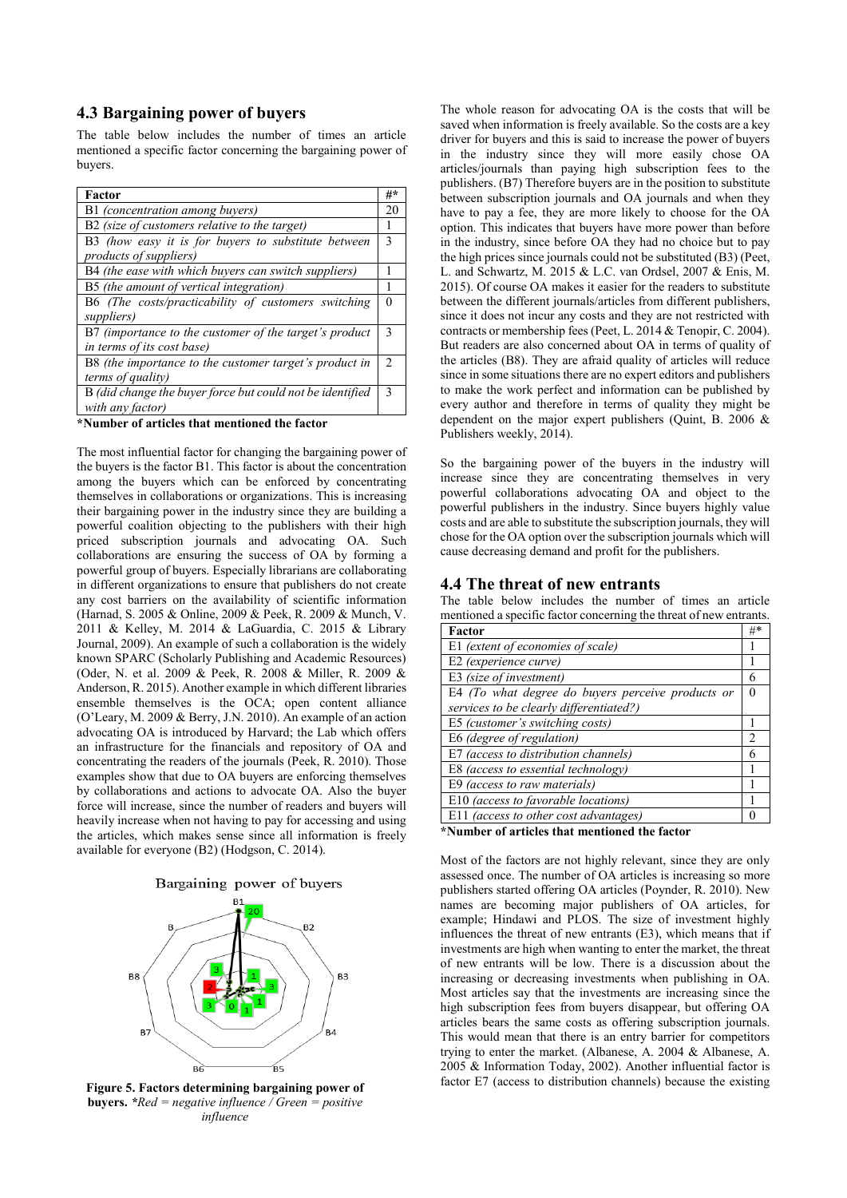## 4.3 Bargaining power of buyers

The table below includes the number of times an article mentioned a specific factor concerning the bargaining power of buyers.

| Factor | #* |
|---|---|
| B1 *(concentration among buyers)* | 20 |
| B2 *(size of customers relative to the target)* | 1 |
| B3 *(how easy it is for buyers to substitute between products of suppliers)* | 3 |
| B4 *(the ease with which buyers can switch suppliers)* | 1 |
| B5 *(the amount of vertical integration)* | 1 |
| B6 *(The costs/practicability of customers switching suppliers)* | 0 |
| B7 *(importance to the customer of the target's product in terms of its cost base)* | 3 |
| B8 *(the importance to the customer target's product in terms of quality)* | 2 |
| B *(did change the buyer force but could not be identified with any factor)* | 3 |

**\*Number of articles that mentioned the factor**

The most influential factor for changing the bargaining power of the buyers is the factor B1. This factor is about the concentration among the buyers which can be enforced by concentrating themselves in collaborations or organizations. This is increasing their bargaining power in the industry since they are building a powerful coalition objecting to the publishers with their high priced subscription journals and advocating OA. Such collaborations are ensuring the success of OA by forming a powerful group of buyers. Especially librarians are collaborating in different organizations to ensure that publishers do not create any cost barriers on the availability of scientific information (Harnad, S. 2005 & Online, 2009 & Peek, R. 2009 & Munch, V. 2011 & Kelley, M. 2014 & LaGuardia, C. 2015 & Library Journal, 2009). An example of such a collaboration is the widely known SPARC (Scholarly Publishing and Academic Resources) (Oder, N. et al. 2009 & Peek, R. 2008 & Miller, R. 2009 & Anderson, R. 2015). Another example in which different libraries ensemble themselves is the OCA; open content alliance (O'Leary, M. 2009 & Berry, J.N. 2010). An example of an action advocating OA is introduced by Harvard; the Lab which offers an infrastructure for the financials and repository of OA and concentrating the readers of the journals (Peek, R. 2010). Those examples show that due to OA buyers are enforcing themselves by collaborations and actions to advocate OA. Also the buyer force will increase, since the number of readers and buyers will heavily increase when not having to pay for accessing and using the articles, which makes sense since all information is freely available for everyone (B2) (Hodgson, C. 2014).

**Figure 5. Factors determining bargaining power of buyers.** *\*Red = negative influence / Green = positive influence*

The whole reason for advocating OA is the costs that will be saved when information is freely available. So the costs are a key driver for buyers and this is said to increase the power of buyers in the industry since they will more easily chose OA articles/journals than paying high subscription fees to the publishers. (B7) Therefore buyers are in the position to substitute between subscription journals and OA journals and when they have to pay a fee, they are more likely to choose for the OA option. This indicates that buyers have more power than before in the industry, since before OA they had no choice but to pay the high prices since journals could not be substituted (B3) (Peet, L. and Schwartz, M. 2015 & L.C. van Ordsel, 2007 & Enis, M. 2015). Of course OA makes it easier for the readers to substitute between the different journals/articles from different publishers, since it does not incur any costs and they are not restricted with contracts or membership fees (Peet, L. 2014 & Tenopir, C. 2004). But readers are also concerned about OA in terms of quality of the articles (B8). They are afraid quality of articles will reduce since in some situations there are no expert editors and publishers to make the work perfect and information can be published by every author and therefore in terms of quality they might be dependent on the major expert publishers (Quint, B. 2006 & Publishers weekly, 2014).

So the bargaining power of the buyers in the industry will increase since they are concentrating themselves in very powerful collaborations advocating OA and object to the powerful publishers in the industry. Since buyers highly value costs and are able to substitute the subscription journals, they will chose for the OA option over the subscription journals which will cause decreasing demand and profit for the publishers.

## 4.4 The threat of new entrants

The table below includes the number of times an article mentioned a specific factor concerning the threat of new entrants.

| Factor | #* |
|---|---|
| E1 *(extent of economies of scale)* | 1 |
| E2 *(experience curve)* | 1 |
| E3 *(size of investment)* | 6 |
| E4 *(To what degree do buyers perceive products or services to be clearly differentiated?)* | 0 |
| E5 *(customer's switching costs)* | 1 |
| E6 *(degree of regulation)* | 2 |
| E7 *(access to distribution channels)* | 6 |
| E8 *(access to essential technology)* | 1 |
| E9 *(access to raw materials)* | 1 |
| E10 *(access to favorable locations)* | 1 |
| E11 *(access to other cost advantages)* | 0 |

**\*Number of articles that mentioned the factor**

Most of the factors are not highly relevant, since they are only assessed once. The number of OA articles is increasing so more publishers started offering OA articles (Poynder, R. 2010). New names are becoming major publishers of OA articles, for example; Hindawi and PLOS. The size of investment highly influences the threat of new entrants (E3), which means that if investments are high when wanting to enter the market, the threat of new entrants will be low. There is a discussion about the increasing or decreasing investments when publishing in OA. Most articles say that the investments are increasing since the high subscription fees from buyers disappear, but offering OA articles bears the same costs as offering subscription journals. This would mean that there is an entry barrier for competitors trying to enter the market. (Albanese, A. 2004 & Albanese, A. 2005 & Information Today, 2002). Another influential factor is factor E7 (access to distribution channels) because the existing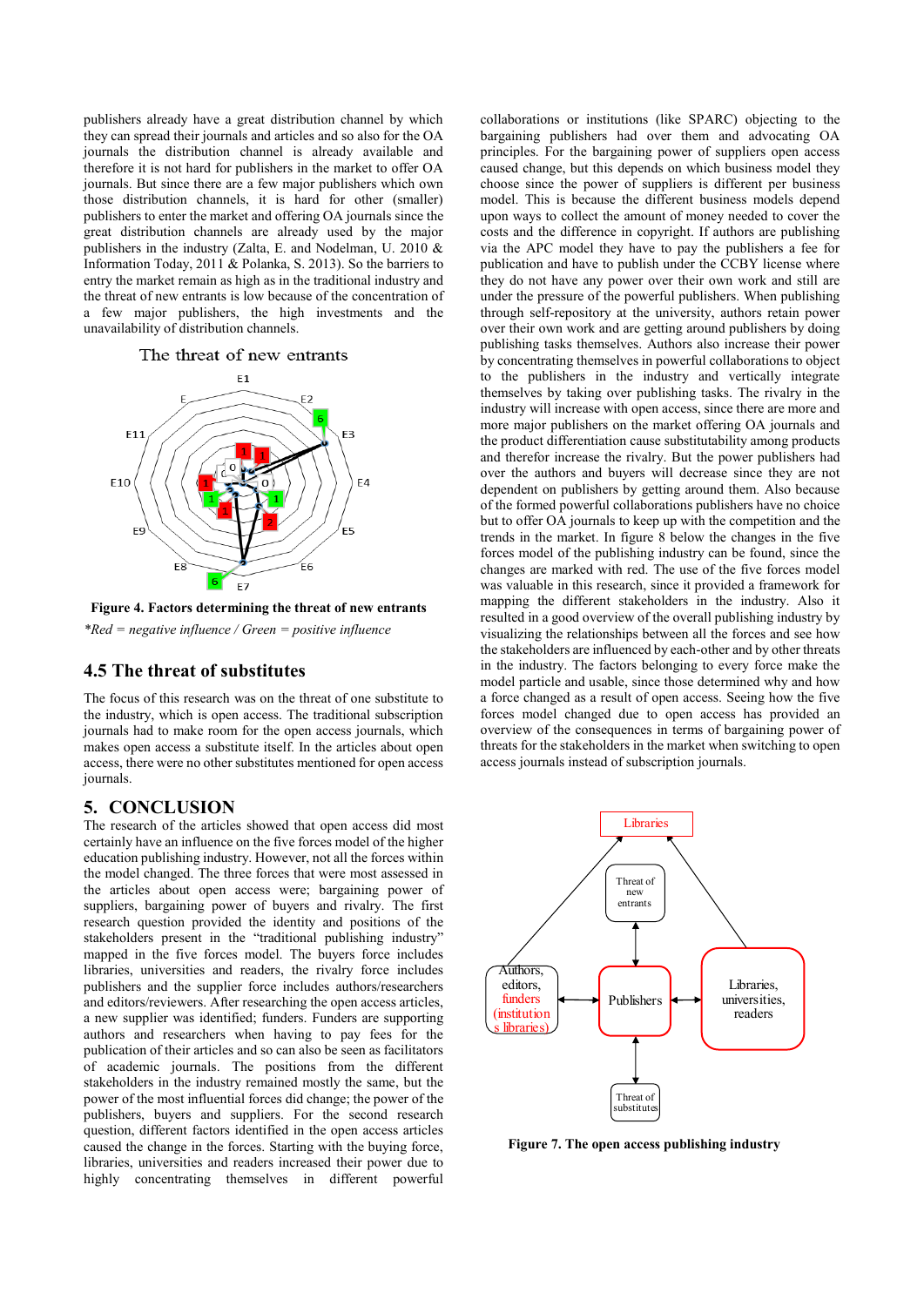publishers already have a great distribution channel by which they can spread their journals and articles and so also for the OA journals the distribution channel is already available and therefore it is not hard for publishers in the market to offer OA journals. But since there are a few major publishers which own those distribution channels, it is hard for other (smaller) publishers to enter the market and offering OA journals since the great distribution channels are already used by the major publishers in the industry (Zalta, E. and Nodelman, U. 2010 & Information Today, 2011 & Polanka, S. 2013). So the barriers to entry the market remain as high as in the traditional industry and the threat of new entrants is low because of the concentration of a few major publishers, the high investments and the unavailability of distribution channels.

**Figure 4. Factors determining the threat of new entrants**

*\*Red = negative influence / Green = positive influence*

## 4.5 The threat of substitutes

The focus of this research was on the threat of one substitute to the industry, which is open access. The traditional subscription journals had to make room for the open access journals, which makes open access a substitute itself. In the articles about open access, there were no other substitutes mentioned for open access journals.

# 5. CONCLUSION

The research of the articles showed that open access did most certainly have an influence on the five forces model of the higher education publishing industry. However, not all the forces within the model changed. The three forces that were most assessed in the articles about open access were; bargaining power of suppliers, bargaining power of buyers and rivalry. The first research question provided the identity and positions of the stakeholders present in the "traditional publishing industry" mapped in the five forces model. The buyers force includes libraries, universities and readers, the rivalry force includes publishers and the supplier force includes authors/researchers and editors/reviewers. After researching the open access articles, a new supplier was identified; funders. Funders are supporting authors and researchers when having to pay fees for the publication of their articles and so can also be seen as facilitators of academic journals. The positions from the different stakeholders in the industry remained mostly the same, but the power of the most influential forces did change; the power of the publishers, buyers and suppliers. For the second research question, different factors identified in the open access articles caused the change in the forces. Starting with the buying force, libraries, universities and readers increased their power due to highly concentrating themselves in different powerful collaborations or institutions (like SPARC) objecting to the bargaining publishers had over them and advocating OA principles. For the bargaining power of suppliers open access caused change, but this depends on which business model they choose since the power of suppliers is different per business model. This is because the different business models depend upon ways to collect the amount of money needed to cover the costs and the difference in copyright. If authors are publishing via the APC model they have to pay the publishers a fee for publication and have to publish under the CCBY license where they do not have any power over their own work and still are under the pressure of the powerful publishers. When publishing through self-repository at the university, authors retain power over their own work and are getting around publishers by doing publishing tasks themselves. Authors also increase their power by concentrating themselves in powerful collaborations to object to the publishers in the industry and vertically integrate themselves by taking over publishing tasks. The rivalry in the industry will increase with open access, since there are more and more major publishers on the market offering OA journals and the product differentiation cause substitutability among products and therefor increase the rivalry. But the power publishers had over the authors and buyers will decrease since they are not dependent on publishers by getting around them. Also because of the formed powerful collaborations publishers have no choice but to offer OA journals to keep up with the competition and the trends in the market. In figure 8 below the changes in the five forces model of the publishing industry can be found, since the changes are marked with red. The use of the five forces model was valuable in this research, since it provided a framework for mapping the different stakeholders in the industry. Also it resulted in a good overview of the overall publishing industry by visualizing the relationships between all the forces and see how the stakeholders are influenced by each-other and by other threats in the industry. The factors belonging to every force make the model particle and usable, since those determined why and how a force changed as a result of open access. Seeing how the five forces model changed due to open access has provided an overview of the consequences in terms of bargaining power of threats for the stakeholders in the market when switching to open access journals instead of subscription journals.

**Figure 7. The open access publishing industry**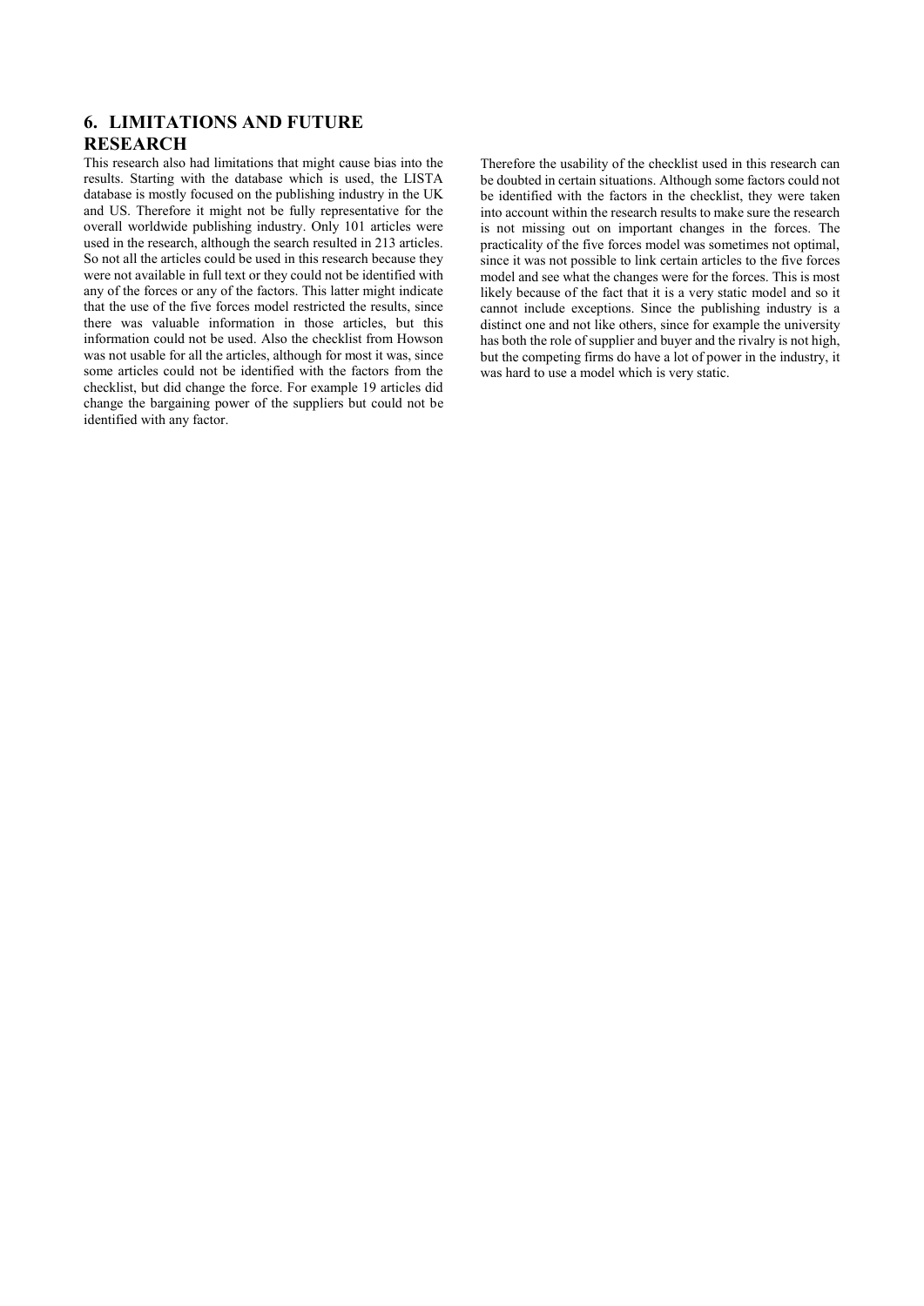## 6. LIMITATIONS AND FUTURE RESEARCH

This research also had limitations that might cause bias into the results. Starting with the database which is used, the LISTA database is mostly focused on the publishing industry in the UK and US. Therefore it might not be fully representative for the overall worldwide publishing industry. Only 101 articles were used in the research, although the search resulted in 213 articles. So not all the articles could be used in this research because they were not available in full text or they could not be identified with any of the forces or any of the factors. This latter might indicate that the use of the five forces model restricted the results, since there was valuable information in those articles, but this information could not be used. Also the checklist from Howson was not usable for all the articles, although for most it was, since some articles could not be identified with the factors from the checklist, but did change the force. For example 19 articles did change the bargaining power of the suppliers but could not be identified with any factor.

Therefore the usability of the checklist used in this research can be doubted in certain situations. Although some factors could not be identified with the factors in the checklist, they were taken into account within the research results to make sure the research is not missing out on important changes in the forces. The practicality of the five forces model was sometimes not optimal, since it was not possible to link certain articles to the five forces model and see what the changes were for the forces. This is most likely because of the fact that it is a very static model and so it cannot include exceptions. Since the publishing industry is a distinct one and not like others, since for example the university has both the role of supplier and buyer and the rivalry is not high, but the competing firms do have a lot of power in the industry, it was hard to use a model which is very static.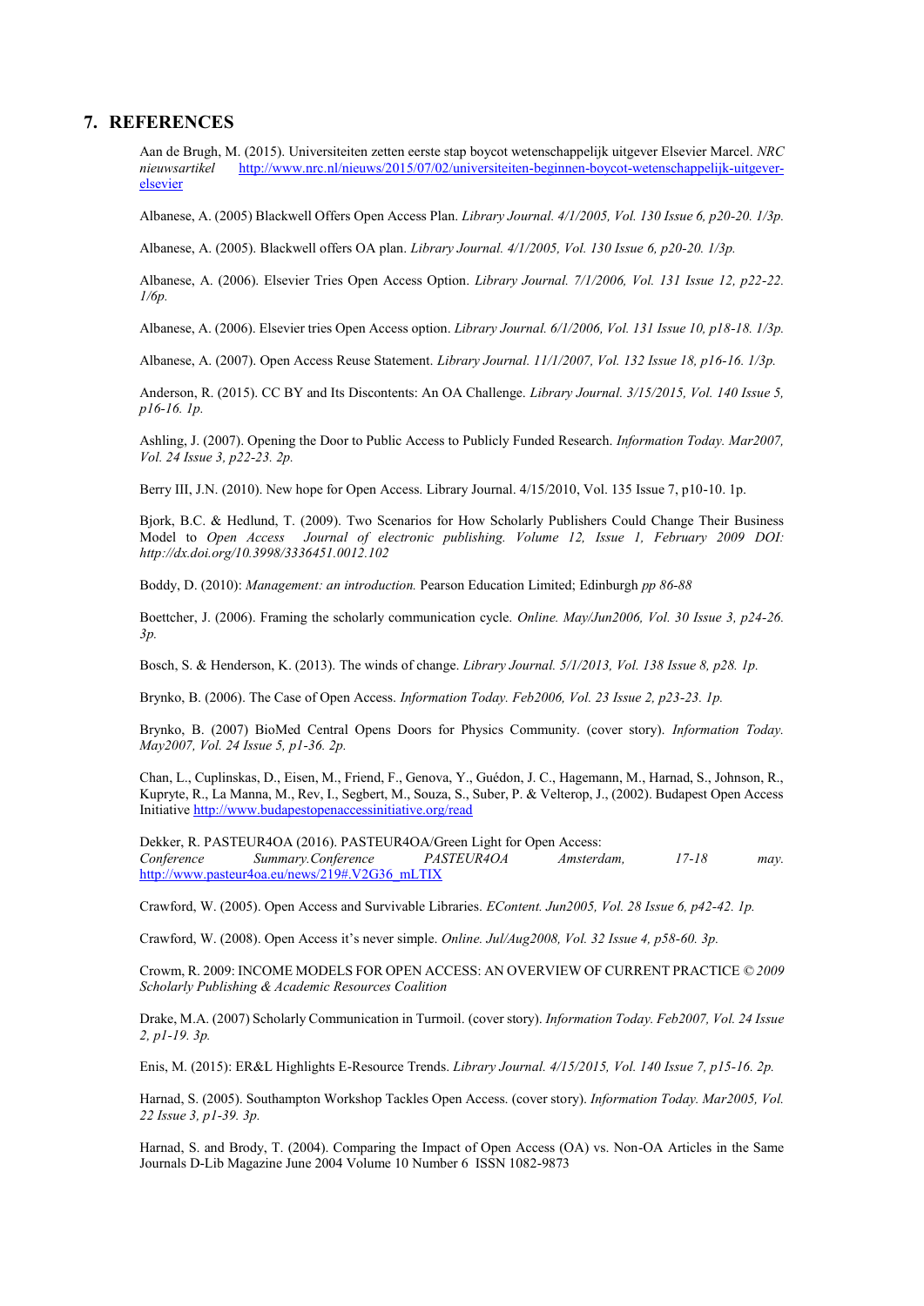## 7. REFERENCES

Aan de Brugh, M. (2015). Universiteiten zetten eerste stap boycot wetenschappelijk uitgever Elsevier Marcel. *NRC nieuwsartikel* http://www.nrc.nl/nieuws/2015/07/02/universiteiten-beginnen-boycot-wetenschappelijk-uitgever-elsevier

Albanese, A. (2005) Blackwell Offers Open Access Plan. *Library Journal. 4/1/2005, Vol. 130 Issue 6, p20-20. 1/3p.*

Albanese, A. (2005). Blackwell offers OA plan. *Library Journal. 4/1/2005, Vol. 130 Issue 6, p20-20. 1/3p.*

Albanese, A. (2006). Elsevier Tries Open Access Option. *Library Journal. 7/1/2006, Vol. 131 Issue 12, p22-22. 1/6p.*

Albanese, A. (2006). Elsevier tries Open Access option. *Library Journal. 6/1/2006, Vol. 131 Issue 10, p18-18. 1/3p.*

Albanese, A. (2007). Open Access Reuse Statement. *Library Journal. 11/1/2007, Vol. 132 Issue 18, p16-16. 1/3p.*

Anderson, R. (2015). CC BY and Its Discontents: An OA Challenge. *Library Journal. 3/15/2015, Vol. 140 Issue 5, p16-16. 1p.*

Ashling, J. (2007). Opening the Door to Public Access to Publicly Funded Research. *Information Today. Mar2007, Vol. 24 Issue 3, p22-23. 2p.*

Berry III, J.N. (2010). New hope for Open Access. Library Journal. 4/15/2010, Vol. 135 Issue 7, p10-10. 1p.

Bjork, B.C. & Hedlund, T. (2009). Two Scenarios for How Scholarly Publishers Could Change Their Business Model to *Open Access Journal of electronic publishing. Volume 12, Issue 1, February 2009 DOI: http://dx.doi.org/10.3998/3336451.0012.102*

Boddy, D. (2010): *Management: an introduction.* Pearson Education Limited; Edinburgh *pp 86-88*

Boettcher, J. (2006). Framing the scholarly communication cycle. *Online. May/Jun2006, Vol. 30 Issue 3, p24-26. 3p.*

Bosch, S. & Henderson, K. (2013). The winds of change. *Library Journal. 5/1/2013, Vol. 138 Issue 8, p28. 1p.*

Brynko, B. (2006). The Case of Open Access. *Information Today. Feb2006, Vol. 23 Issue 2, p23-23. 1p.*

Brynko, B. (2007) BioMed Central Opens Doors for Physics Community. (cover story). *Information Today. May2007, Vol. 24 Issue 5, p1-36. 2p.*

Chan, L., Cuplinskas, D., Eisen, M., Friend, F., Genova, Y., Guédon, J. C., Hagemann, M., Harnad, S., Johnson, R., Kupryte, R., La Manna, M., Rev, I., Segbert, M., Souza, S., Suber, P. & Velterop, J., (2002). Budapest Open Access Initiative http://www.budapestopenaccessinitiative.org/read

Dekker, R. PASTEUR4OA (2016). PASTEUR4OA/Green Light for Open Access: *Conference Summary.Conference PASTEUR4OA Amsterdam, 17-18 may.* http://www.pasteur4oa.eu/news/219#.V2G36_mLTIX

Crawford, W. (2005). Open Access and Survivable Libraries. *EContent. Jun2005, Vol. 28 Issue 6, p42-42. 1p.*

Crawford, W. (2008). Open Access it's never simple. *Online. Jul/Aug2008, Vol. 32 Issue 4, p58-60. 3p.*

Crowm, R. 2009: INCOME MODELS FOR OPEN ACCESS: AN OVERVIEW OF CURRENT PRACTICE © *2009 Scholarly Publishing & Academic Resources Coalition*

Drake, M.A. (2007) Scholarly Communication in Turmoil. (cover story). *Information Today. Feb2007, Vol. 24 Issue 2, p1-19. 3p.*

Enis, M. (2015): ER&L Highlights E-Resource Trends. *Library Journal. 4/15/2015, Vol. 140 Issue 7, p15-16. 2p.*

Harnad, S. (2005). Southampton Workshop Tackles Open Access. (cover story). *Information Today. Mar2005, Vol. 22 Issue 3, p1-39. 3p.*

Harnad, S. and Brody, T. (2004). Comparing the Impact of Open Access (OA) vs. Non-OA Articles in the Same Journals D-Lib Magazine June 2004 Volume 10 Number 6 ISSN 1082-9873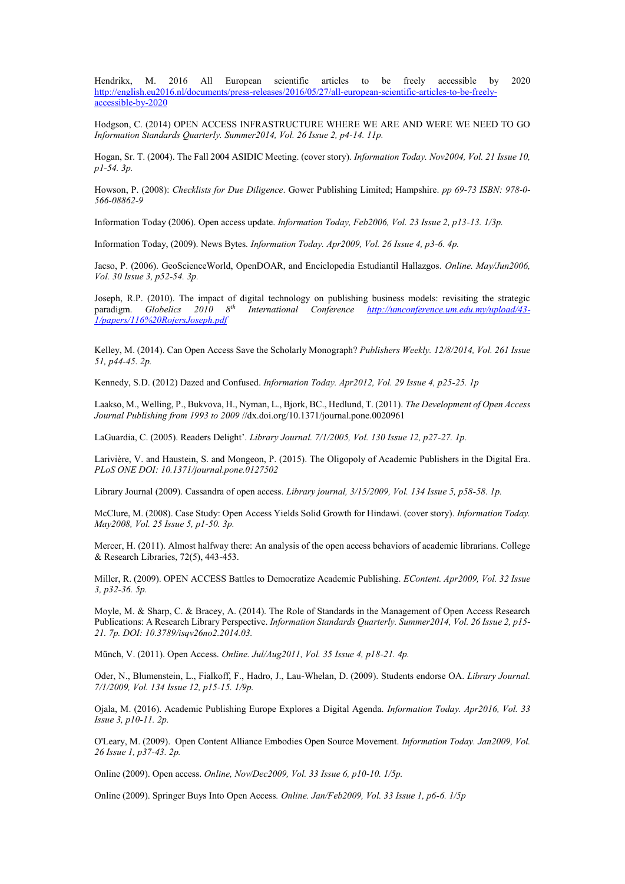Hendrikx, M. 2016 All European scientific articles to be freely accessible by 2020 http://english.eu2016.nl/documents/press-releases/2016/05/27/all-european-scientific-articles-to-be-freely-accessible-by-2020

Hodgson, C. (2014) OPEN ACCESS INFRASTRUCTURE WHERE WE ARE AND WERE WE NEED TO GO *Information Standards Quarterly. Summer2014, Vol. 26 Issue 2, p4-14. 11p.*

Hogan, Sr. T. (2004). The Fall 2004 ASIDIC Meeting. (cover story). *Information Today. Nov2004, Vol. 21 Issue 10, p1-54. 3p.*

Howson, P. (2008): *Checklists for Due Diligence*. Gower Publishing Limited; Hampshire. *pp 69-73 ISBN: 978-0-566-08862-9*

Information Today (2006). Open access update. *Information Today, Feb2006, Vol. 23 Issue 2, p13-13. 1/3p.*

Information Today, (2009). News Bytes. *Information Today. Apr2009, Vol. 26 Issue 4, p3-6. 4p.*

Jacso, P. (2006). GeoScienceWorld, OpenDOAR, and Enciclopedia Estudiantil Hallazgos. *Online. May/Jun2006, Vol. 30 Issue 3, p52-54. 3p.*

Joseph, R.P. (2010). The impact of digital technology on publishing business models: revisiting the strategic paradigm. *Globelics 2010 8th International Conference* *http://umconference.um.edu.my/upload/43-1/papers/116%20RojersJoseph.pdf*

Kelley, M. (2014). Can Open Access Save the Scholarly Monograph? *Publishers Weekly. 12/8/2014, Vol. 261 Issue 51, p44-45. 2p.*

Kennedy, S.D. (2012) Dazed and Confused. *Information Today. Apr2012, Vol. 29 Issue 4, p25-25. 1p*

Laakso, M., Welling, P., Bukvova, H., Nyman, L., Bjork, BC., Hedlund, T. (2011). *The Development of Open Access Journal Publishing from 1993 to 2009* //dx.doi.org/10.1371/journal.pone.0020961

LaGuardia, C. (2005). Readers Delight'. *Library Journal. 7/1/2005, Vol. 130 Issue 12, p27-27. 1p.*

Larivière, V. and Haustein, S. and Mongeon, P. (2015). The Oligopoly of Academic Publishers in the Digital Era. *PLoS ONE DOI: 10.1371/journal.pone.0127502*

Library Journal (2009). Cassandra of open access. *Library journal, 3/15/2009, Vol. 134 Issue 5, p58-58. 1p.*

McClure, M. (2008). Case Study: Open Access Yields Solid Growth for Hindawi. (cover story). *Information Today. May2008, Vol. 25 Issue 5, p1-50. 3p.*

Mercer, H. (2011). Almost halfway there: An analysis of the open access behaviors of academic librarians. College & Research Libraries, 72(5), 443-453.

Miller, R. (2009). OPEN ACCESS Battles to Democratize Academic Publishing. *EContent. Apr2009, Vol. 32 Issue 3, p32-36. 5p.*

Moyle, M. & Sharp, C. & Bracey, A. (2014). The Role of Standards in the Management of Open Access Research Publications: A Research Library Perspective. *Information Standards Quarterly. Summer2014, Vol. 26 Issue 2, p15-21. 7p. DOI: 10.3789/isqv26no2.2014.03.*

Münch, V. (2011). Open Access. *Online. Jul/Aug2011, Vol. 35 Issue 4, p18-21. 4p.*

Oder, N., Blumenstein, L., Fialkoff, F., Hadro, J., Lau-Whelan, D. (2009). Students endorse OA. *Library Journal. 7/1/2009, Vol. 134 Issue 12, p15-15. 1/9p.*

Ojala, M. (2016). Academic Publishing Europe Explores a Digital Agenda. *Information Today. Apr2016, Vol. 33 Issue 3, p10-11. 2p.*

O'Leary, M. (2009). Open Content Alliance Embodies Open Source Movement. *Information Today. Jan2009, Vol. 26 Issue 1, p37-43. 2p.*

Online (2009). Open access. *Online, Nov/Dec2009, Vol. 33 Issue 6, p10-10. 1/5p.*

Online (2009). Springer Buys Into Open Access. *Online. Jan/Feb2009, Vol. 33 Issue 1, p6-6. 1/5p*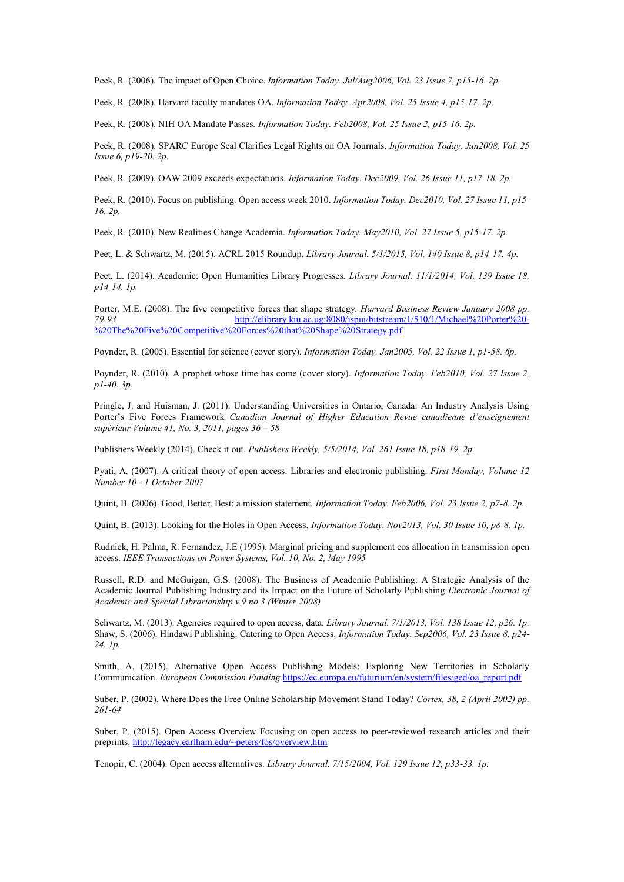Peek, R. (2006). The impact of Open Choice. *Information Today. Jul/Aug2006, Vol. 23 Issue 7, p15-16. 2p.*

Peek, R. (2008). Harvard faculty mandates OA. *Information Today. Apr2008, Vol. 25 Issue 4, p15-17. 2p.*

Peek, R. (2008). NIH OA Mandate Passes. *Information Today. Feb2008, Vol. 25 Issue 2, p15-16. 2p.*

Peek, R. (2008). SPARC Europe Seal Clarifies Legal Rights on OA Journals. *Information Today. Jun2008, Vol. 25 Issue 6, p19-20. 2p.*

Peek, R. (2009). OAW 2009 exceeds expectations. *Information Today. Dec2009, Vol. 26 Issue 11, p17-18. 2p.*

Peek, R. (2010). Focus on publishing. Open access week 2010. *Information Today. Dec2010, Vol. 27 Issue 11, p15-16. 2p.*

Peek, R. (2010). New Realities Change Academia. *Information Today. May2010, Vol. 27 Issue 5, p15-17. 2p.*

Peet, L. & Schwartz, M. (2015). ACRL 2015 Roundup. *Library Journal. 5/1/2015, Vol. 140 Issue 8, p14-17. 4p.*

Peet, L. (2014). Academic: Open Humanities Library Progresses. *Library Journal. 11/1/2014, Vol. 139 Issue 18, p14-14. 1p.*

Porter, M.E. (2008). The five competitive forces that shape strategy. *Harvard Business Review January 2008 pp. 79-93* http://elibrary.kiu.ac.ug:8080/jspui/bitstream/1/510/1/Michael%20Porter%20-%20The%20Five%20Competitive%20Forces%20that%20Shape%20Strategy.pdf

Poynder, R. (2005). Essential for science (cover story). *Information Today. Jan2005, Vol. 22 Issue 1, p1-58. 6p.*

Poynder, R. (2010). A prophet whose time has come (cover story). *Information Today. Feb2010, Vol. 27 Issue 2, p1-40. 3p.*

Pringle, J. and Huisman, J. (2011). Understanding Universities in Ontario, Canada: An Industry Analysis Using Porter's Five Forces Framework *Canadian Journal of Higher Education Revue canadienne d'enseignement supérieur Volume 41, No. 3, 2011, pages 36 – 58*

Publishers Weekly (2014). Check it out. *Publishers Weekly, 5/5/2014, Vol. 261 Issue 18, p18-19. 2p.*

Pyati, A. (2007). A critical theory of open access: Libraries and electronic publishing. *First Monday, Volume 12 Number 10 - 1 October 2007*

Quint, B. (2006). Good, Better, Best: a mission statement. *Information Today. Feb2006, Vol. 23 Issue 2, p7-8. 2p.*

Quint, B. (2013). Looking for the Holes in Open Access. *Information Today. Nov2013, Vol. 30 Issue 10, p8-8. 1p.*

Rudnick, H. Palma, R. Fernandez, J.E (1995). Marginal pricing and supplement cos allocation in transmission open access. *IEEE Transactions on Power Systems, Vol. 10, No. 2, May 1995*

Russell, R.D. and McGuigan, G.S. (2008). The Business of Academic Publishing: A Strategic Analysis of the Academic Journal Publishing Industry and its Impact on the Future of Scholarly Publishing *Electronic Journal of Academic and Special Librarianship v.9 no.3 (Winter 2008)*

Schwartz, M. (2013). Agencies required to open access, data. *Library Journal. 7/1/2013, Vol. 138 Issue 12, p26. 1p.*
Shaw, S. (2006). Hindawi Publishing: Catering to Open Access. *Information Today. Sep2006, Vol. 23 Issue 8, p24-24. 1p.*

Smith, A. (2015). Alternative Open Access Publishing Models: Exploring New Territories in Scholarly Communication. *European Commission Funding* https://ec.europa.eu/futurium/en/system/files/ged/oa_report.pdf

Suber, P. (2002). Where Does the Free Online Scholarship Movement Stand Today? *Cortex, 38, 2 (April 2002) pp. 261-64*

Suber, P. (2015). Open Access Overview Focusing on open access to peer-reviewed research articles and their preprints. http://legacy.earlham.edu/~peters/fos/overview.htm

Tenopir, C. (2004). Open access alternatives. *Library Journal. 7/15/2004, Vol. 129 Issue 12, p33-33. 1p.*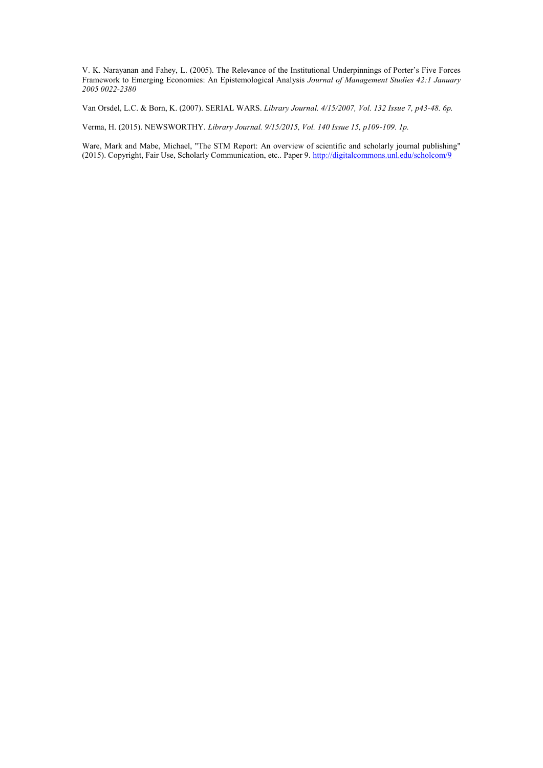V. K. Narayanan and Fahey, L. (2005). The Relevance of the Institutional Underpinnings of Porter's Five Forces Framework to Emerging Economies: An Epistemological Analysis *Journal of Management Studies 42:1 January 2005 0022-2380*

Van Orsdel, L.C. & Born, K. (2007). SERIAL WARS. *Library Journal. 4/15/2007, Vol. 132 Issue 7, p43-48. 6p.*

Verma, H. (2015). NEWSWORTHY. *Library Journal. 9/15/2015, Vol. 140 Issue 15, p109-109. 1p.*

Ware, Mark and Mabe, Michael, "The STM Report: An overview of scientific and scholarly journal publishing" (2015). Copyright, Fair Use, Scholarly Communication, etc.. Paper 9. http://digitalcommons.unl.edu/scholcom/9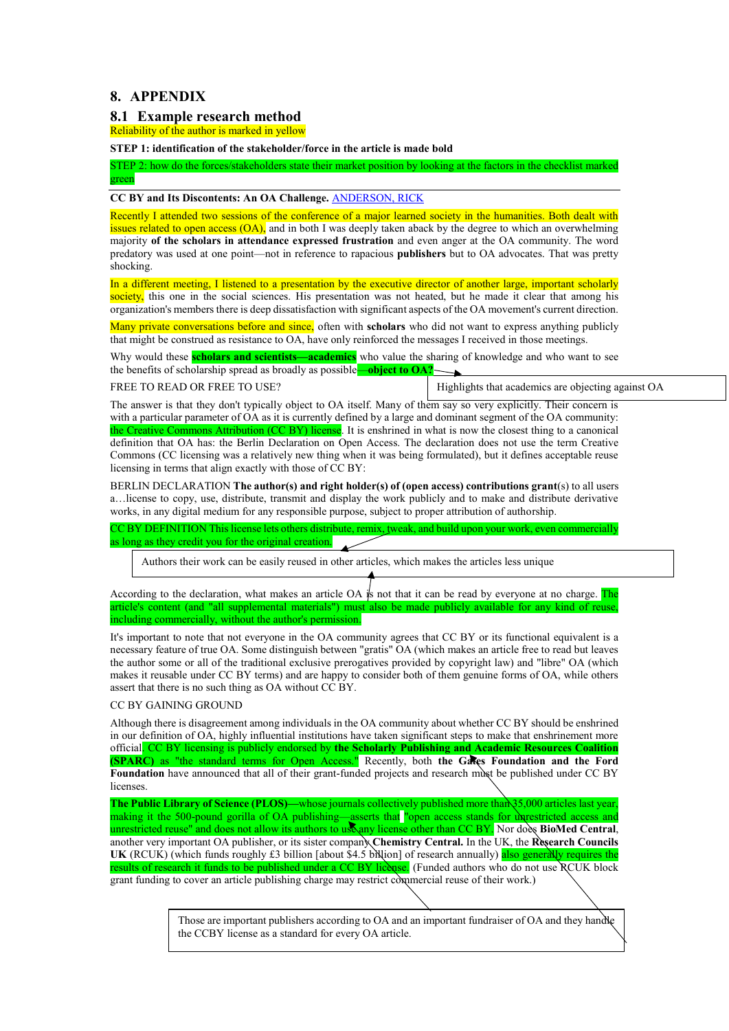# 8. APPENDIX

## 8.1 Example research method

Reliability of the author is marked in yellow

**STEP 1: identification of the stakeholder/force in the article is made bold**

STEP 2: how do the forces/stakeholders state their market position by looking at the factors in the checklist marked green

**CC BY and Its Discontents: An OA Challenge.** ANDERSON, RICK

Recently I attended two sessions of the conference of a major learned society in the humanities. Both dealt with issues related to open access (OA), and in both I was deeply taken aback by the degree to which an overwhelming majority **of the scholars in attendance expressed frustration** and even anger at the OA community. The word predatory was used at one point—not in reference to rapacious **publishers** but to OA advocates. That was pretty shocking.

In a different meeting, I listened to a presentation by the executive director of another large, important scholarly society, this one in the social sciences. His presentation was not heated, but he made it clear that among his organization's members there is deep dissatisfaction with significant aspects of the OA movement's current direction.

Many private conversations before and since, often with **scholars** who did not want to express anything publicly that might be construed as resistance to OA, have only reinforced the messages I received in those meetings.

Why would these **scholars and scientists—academics** who value the sharing of knowledge and who want to see the benefits of scholarship spread as broadly as possible**—object to OA?**

> Highlights that academics are objecting against OA

FREE TO READ OR FREE TO USE?

The answer is that they don't typically object to OA itself. Many of them say so very explicitly. Their concern is with a particular parameter of OA as it is currently defined by a large and dominant segment of the OA community: the Creative Commons Attribution (CC BY) license. It is enshrined in what is now the closest thing to a canonical definition that OA has: the Berlin Declaration on Open Access. The declaration does not use the term Creative Commons (CC licensing was a relatively new thing when it was being formulated), but it defines acceptable reuse licensing in terms that align exactly with those of CC BY:

BERLIN DECLARATION **The author(s) and right holder(s) of (open access) contributions grant**(s) to all users a…license to copy, use, distribute, transmit and display the work publicly and to make and distribute derivative works, in any digital medium for any responsible purpose, subject to proper attribution of authorship.

CC BY DEFINITION This license lets others distribute, remix, tweak, and build upon your work, even commercially as long as they credit you for the original creation.

> Authors their work can be easily reused in other articles, which makes the articles less unique

According to the declaration, what makes an article OA is not that it can be read by everyone at no charge. The article's content (and "all supplemental materials") must also be made publicly available for any kind of reuse, including commercially, without the author's permission.

It's important to note that not everyone in the OA community agrees that CC BY or its functional equivalent is a necessary feature of true OA. Some distinguish between "gratis" OA (which makes an article free to read but leaves the author some or all of the traditional exclusive prerogatives provided by copyright law) and "libre" OA (which makes it reusable under CC BY terms) and are happy to consider both of them genuine forms of OA, while others assert that there is no such thing as OA without CC BY.

CC BY GAINING GROUND

Although there is disagreement among individuals in the OA community about whether CC BY should be enshrined in our definition of OA, highly influential institutions have taken significant steps to make that enshrinement more official. CC BY licensing is publicly endorsed by **the Scholarly Publishing and Academic Resources Coalition (SPARC)** as "the standard terms for Open Access." Recently, both **the Gates Foundation and the Ford Foundation** have announced that all of their grant-funded projects and research must be published under CC BY licenses.

**The Public Library of Science (PLOS)—**whose journals collectively published more than 35,000 articles last year, making it the 500-pound gorilla of OA publishing—asserts that "open access stands for unrestricted access and unrestricted reuse" and does not allow its authors to use any license other than CC BY. Nor does **BioMed Central**, another very important OA publisher, or its sister company **Chemistry Central.** In the UK, the **Research Councils UK** (RCUK) (which funds roughly £3 billion [about $4.5 billion] of research annually) also generally requires the results of research it funds to be published under a CC BY license. (Funded authors who do not use RCUK block grant funding to cover an article publishing charge may restrict commercial reuse of their work.)

> Those are important publishers according to OA and an important fundraiser of OA and they handle the CCBY license as a standard for every OA article.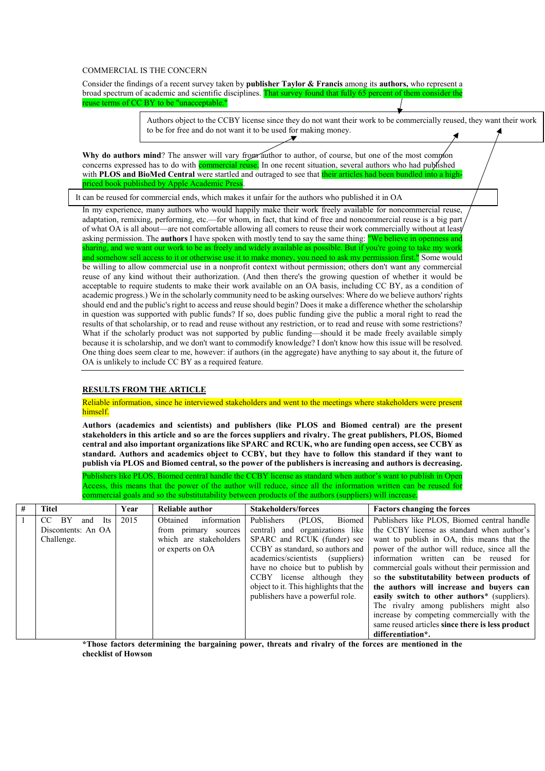COMMERCIAL IS THE CONCERN

Consider the findings of a recent survey taken by **publisher Taylor & Francis** among its **authors,** who represent a broad spectrum of academic and scientific disciplines. That survey found that fully 65 percent of them consider the reuse terms of CC BY to be "unacceptable."

> Authors object to the CCBY license since they do not want their work to be commercially reused, they want their work to be for free and do not want it to be used for making money.

**Why do authors mind**? The answer will vary from author to author, of course, but one of the most common concerns expressed has to do with commercial reuse. In one recent situation, several authors who had published with **PLOS and BioMed Central** were startled and outraged to see that their articles had been bundled into a high-priced book published by Apple Academic Press.

> It can be reused for commercial ends, which makes it unfair for the authors who published it in OA

In my experience, many authors who would happily make their work freely available for noncommercial reuse, adaptation, remixing, performing, etc.—for whom, in fact, that kind of free and noncommercial reuse is a big part of what OA is all about—are not comfortable allowing all comers to reuse their work commercially without at least asking permission. The **authors** I have spoken with mostly tend to say the same thing: "We believe in openness and sharing, and we want our work to be as freely and widely available as possible. But if you're going to take my work and somehow sell access to it or otherwise use it to make money, you need to ask my permission first." Some would be willing to allow commercial use in a nonprofit context without permission; others don't want any commercial reuse of any kind without their authorization. (And then there's the growing question of whether it would be acceptable to require students to make their work available on an OA basis, including CC BY, as a condition of academic progress.) We in the scholarly community need to be asking ourselves: Where do we believe authors' rights should end and the public's right to access and reuse should begin? Does it make a difference whether the scholarship in question was supported with public funds? If so, does public funding give the public a moral right to read the results of that scholarship, or to read and reuse without any restriction, or to read and reuse with some restrictions? What if the scholarly product was not supported by public funding—should it be made freely available simply because it is scholarship, and we don't want to commodify knowledge? I don't know how this issue will be resolved. One thing does seem clear to me, however: if authors (in the aggregate) have anything to say about it, the future of OA is unlikely to include CC BY as a required feature.

**RESULTS FROM THE ARTICLE**

Reliable information, since he interviewed stakeholders and went to the meetings where stakeholders were present himself.

**Authors (academics and scientists) and publishers (like PLOS and Biomed central) are the present stakeholders in this article and so are the forces suppliers and rivalry. The great publishers, PLOS, Biomed central and also important organizations like SPARC and RCUK, who are funding open access, see CCBY as standard. Authors and academics object to CCBY, but they have to follow this standard if they want to publish via PLOS and Biomed central, so the power of the publishers is increasing and authors is decreasing.**

Publishers like PLOS, Biomed central handle the CCBY license as standard when author's want to publish in Open Access, this means that the power of the author will reduce, since all the information written can be reused for commercial goals and so the substitutability between products of the authors (suppliers) will increase.

| # | Titel | Year | Reliable author | Stakeholders/forces | Factors changing the forces |
|---|---|---|---|---|---|
| 1 | CC BY and Its Discontents: An OA Challenge. | 2015 | Obtained information from primary sources which are stakeholders or experts on OA | Publishers (PLOS, Biomed central) and organizations like SPARC and RCUK (funder) see CCBY as standard, so authors and academics/scientists (suppliers) have no choice but to publish by CCBY license although they object to it. This highlights that the publishers have a powerful role. | Publishers like PLOS, Biomed central handle the CCBY license as standard when author's want to publish in OA, this means that the power of the author will reduce, since all the information written can be reused for commercial goals without their permission and so **the substitutability between products of the authors will increase and buyers can easily switch to other authors*** (suppliers). The rivalry among publishers might also increase by competing commercially with the same reused articles **since there is less product differentiation***. |

***Those factors determining the bargaining power, threats and rivalry of the forces are mentioned in the checklist of Howson**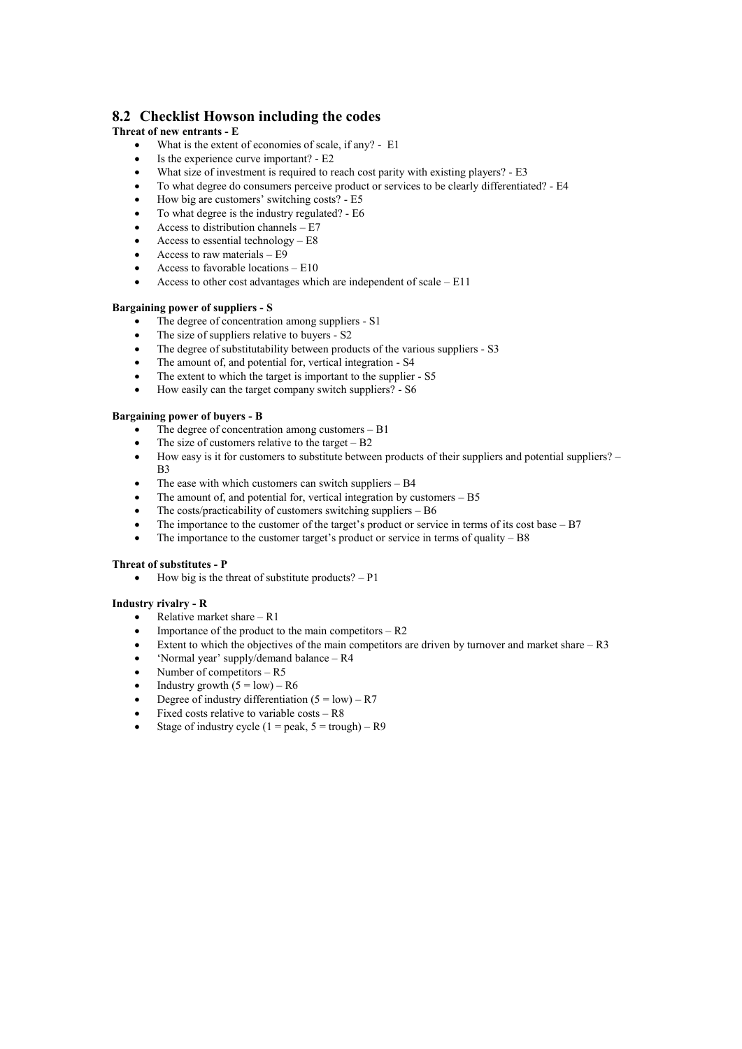## 8.2 Checklist Howson including the codes

**Threat of new entrants - E**

- What is the extent of economies of scale, if any? - E1
- Is the experience curve important? - E2
- What size of investment is required to reach cost parity with existing players? - E3
- To what degree do consumers perceive product or services to be clearly differentiated? - E4
- How big are customers' switching costs? - E5
- To what degree is the industry regulated? - E6
- Access to distribution channels – E7
- Access to essential technology – E8
- Access to raw materials – E9
- Access to favorable locations – E10
- Access to other cost advantages which are independent of scale – E11

**Bargaining power of suppliers - S**

- The degree of concentration among suppliers - S1
- The size of suppliers relative to buyers - S2
- The degree of substitutability between products of the various suppliers - S3
- The amount of, and potential for, vertical integration - S4
- The extent to which the target is important to the supplier - S5
- How easily can the target company switch suppliers? - S6

**Bargaining power of buyers - B**

- The degree of concentration among customers – B1
- The size of customers relative to the target – B2
- How easy is it for customers to substitute between products of their suppliers and potential suppliers? – B3
- The ease with which customers can switch suppliers – B4
- The amount of, and potential for, vertical integration by customers – B5
- The costs/practicability of customers switching suppliers – B6
- The importance to the customer of the target's product or service in terms of its cost base – B7
- The importance to the customer target's product or service in terms of quality – B8

**Threat of substitutes - P**

- How big is the threat of substitute products? – P1

**Industry rivalry - R**

- Relative market share – R1
- Importance of the product to the main competitors – R2
- Extent to which the objectives of the main competitors are driven by turnover and market share – R3
- 'Normal year' supply/demand balance – R4
- Number of competitors – R5
- Industry growth (5 = low) – R6
- Degree of industry differentiation (5 = low) – R7
- Fixed costs relative to variable costs – R8
- Stage of industry cycle (1 = peak, 5 = trough) – R9